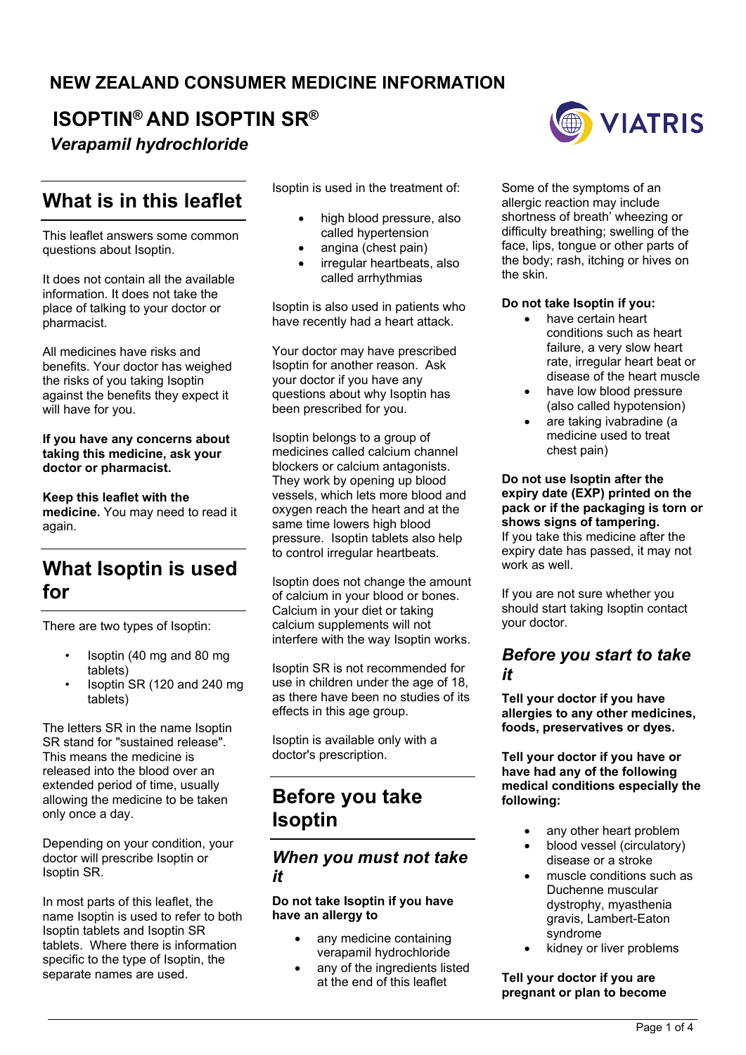**NEW ZEALAND CONSUMER MEDICINE INFORMATION**

# ISOPTIN® AND ISOPTIN SR®

***Verapamil hydrochloride***

## What is in this leaflet

This leaflet answers some common questions about Isoptin.

It does not contain all the available information. It does not take the place of talking to your doctor or pharmacist.

All medicines have risks and benefits. Your doctor has weighed the risks of you taking Isoptin against the benefits they expect it will have for you.

**If you have any concerns about taking this medicine, ask your doctor or pharmacist.**

**Keep this leaflet with the medicine.** You may need to read it again.

## What Isoptin is used for

There are two types of Isoptin:

- Isoptin (40 mg and 80 mg tablets)
- Isoptin SR (120 and 240 mg tablets)

The letters SR in the name Isoptin SR stand for "sustained release". This means the medicine is released into the blood over an extended period of time, usually allowing the medicine to be taken only once a day.

Depending on your condition, your doctor will prescribe Isoptin or Isoptin SR.

In most parts of this leaflet, the name Isoptin is used to refer to both Isoptin tablets and Isoptin SR tablets. Where there is information specific to the type of Isoptin, the separate names are used.

Isoptin is used in the treatment of:

- high blood pressure, also called hypertension
- angina (chest pain)
- irregular heartbeats, also called arrhythmias

Isoptin is also used in patients who have recently had a heart attack.

Your doctor may have prescribed Isoptin for another reason. Ask your doctor if you have any questions about why Isoptin has been prescribed for you.

Isoptin belongs to a group of medicines called calcium channel blockers or calcium antagonists. They work by opening up blood vessels, which lets more blood and oxygen reach the heart and at the same time lowers high blood pressure. Isoptin tablets also help to control irregular heartbeats.

Isoptin does not change the amount of calcium in your blood or bones. Calcium in your diet or taking calcium supplements will not interfere with the way Isoptin works.

Isoptin SR is not recommended for use in children under the age of 18, as there have been no studies of its effects in this age group.

Isoptin is available only with a doctor's prescription.

## Before you take Isoptin

### *When you must not take it*

**Do not take Isoptin if you have have an allergy to**

- any medicine containing verapamil hydrochloride
- any of the ingredients listed at the end of this leaflet

Some of the symptoms of an allergic reaction may include shortness of breath' wheezing or difficulty breathing; swelling of the face, lips, tongue or other parts of the body; rash, itching or hives on the skin.

**Do not take Isoptin if you:**

- have certain heart conditions such as heart failure, a very slow heart rate, irregular heart beat or disease of the heart muscle
- have low blood pressure (also called hypotension)
- are taking ivabradine (a medicine used to treat chest pain)

**Do not use Isoptin after the expiry date (EXP) printed on the pack or if the packaging is torn or shows signs of tampering.**
If you take this medicine after the expiry date has passed, it may not work as well.

If you are not sure whether you should start taking Isoptin contact your doctor.

### *Before you start to take it*

**Tell your doctor if you have allergies to any other medicines, foods, preservatives or dyes.**

**Tell your doctor if you have or have had any of the following medical conditions especially the following:**

- any other heart problem
- blood vessel (circulatory) disease or a stroke
- muscle conditions such as Duchenne muscular dystrophy, myasthenia gravis, Lambert-Eaton syndrome
- kidney or liver problems

**Tell your doctor if you are pregnant or plan to become**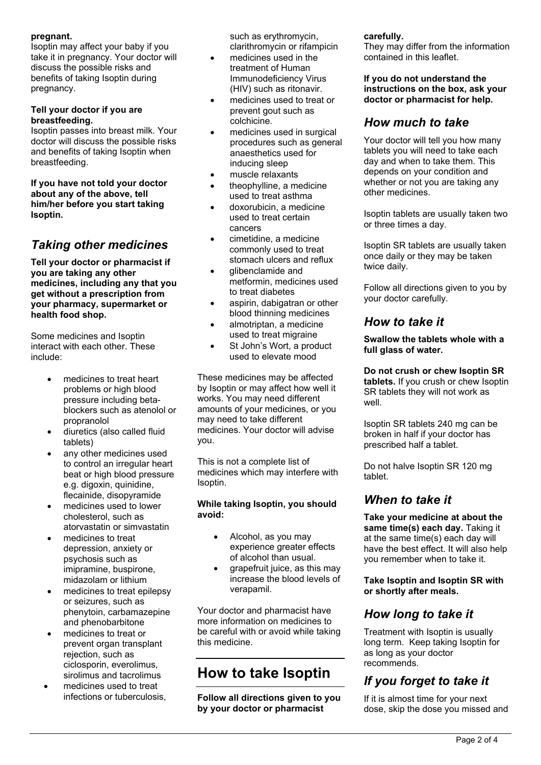**pregnant.**
Isoptin may affect your baby if you take it in pregnancy. Your doctor will discuss the possible risks and benefits of taking Isoptin during pregnancy.

**Tell your doctor if you are breastfeeding.**
Isoptin passes into breast milk. Your doctor will discuss the possible risks and benefits of taking Isoptin when breastfeeding.

**If you have not told your doctor about any of the above, tell him/her before you start taking Isoptin.**

## *Taking other medicines*

**Tell your doctor or pharmacist if you are taking any other medicines, including any that you get without a prescription from your pharmacy, supermarket or health food shop.**

Some medicines and Isoptin interact with each other. These include:

- medicines to treat heart problems or high blood pressure including beta-blockers such as atenolol or propranolol
- diuretics (also called fluid tablets)
- any other medicines used to control an irregular heart beat or high blood pressure e.g. digoxin, quinidine, flecainide, disopyramide
- medicines used to lower cholesterol, such as atorvastatin or simvastatin
- medicines to treat depression, anxiety or psychosis such as imipramine, buspirone, midazolam or lithium
- medicines to treat epilepsy or seizures, such as phenytoin, carbamazepine and phenobarbitone
- medicines to treat or prevent organ transplant rejection, such as ciclosporin, everolimus, sirolimus and tacrolimus
- medicines used to treat infections or tuberculosis, such as erythromycin, clarithromycin or rifampicin
- medicines used in the treatment of Human Immunodeficiency Virus (HIV) such as ritonavir.
- medicines used to treat or prevent gout such as colchicine.
- medicines used in surgical procedures such as general anaesthetics used for inducing sleep
- muscle relaxants
- theophylline, a medicine used to treat asthma
- doxorubicin, a medicine used to treat certain cancers
- cimetidine, a medicine commonly used to treat stomach ulcers and reflux
- glibenclamide and metformin, medicines used to treat diabetes
- aspirin, dabigatran or other blood thinning medicines
- almotriptan, a medicine used to treat migraine
- St John's Wort, a product used to elevate mood

These medicines may be affected by Isoptin or may affect how well it works. You may need different amounts of your medicines, or you may need to take different medicines. Your doctor will advise you.

This is not a complete list of medicines which may interfere with Isoptin.

**While taking Isoptin, you should avoid:**

- Alcohol, as you may experience greater effects of alcohol than usual.
- grapefruit juice, as this may increase the blood levels of verapamil.

Your doctor and pharmacist have more information on medicines to be careful with or avoid while taking this medicine.

# How to take Isoptin

**Follow all directions given to you by your doctor or pharmacist carefully.**
They may differ from the information contained in this leaflet.

**If you do not understand the instructions on the box, ask your doctor or pharmacist for help.**

## *How much to take*

Your doctor will tell you how many tablets you will need to take each day and when to take them. This depends on your condition and whether or not you are taking any other medicines.

Isoptin tablets are usually taken two or three times a day.

Isoptin SR tablets are usually taken once daily or they may be taken twice daily.

Follow all directions given to you by your doctor carefully.

## *How to take it*

**Swallow the tablets whole with a full glass of water.**

**Do not crush or chew Isoptin SR tablets.** If you crush or chew Isoptin SR tablets they will not work as well.

Isoptin SR tablets 240 mg can be broken in half if your doctor has prescribed half a tablet.

Do not halve Isoptin SR 120 mg tablet.

## *When to take it*

**Take your medicine at about the same time(s) each day.** Taking it at the same time(s) each day will have the best effect. It will also help you remember when to take it.

**Take Isoptin and Isoptin SR with or shortly after meals.**

## *How long to take it*

Treatment with Isoptin is usually long term. Keep taking Isoptin for as long as your doctor recommends.

## *If you forget to take it*

If it is almost time for your next dose, skip the dose you missed and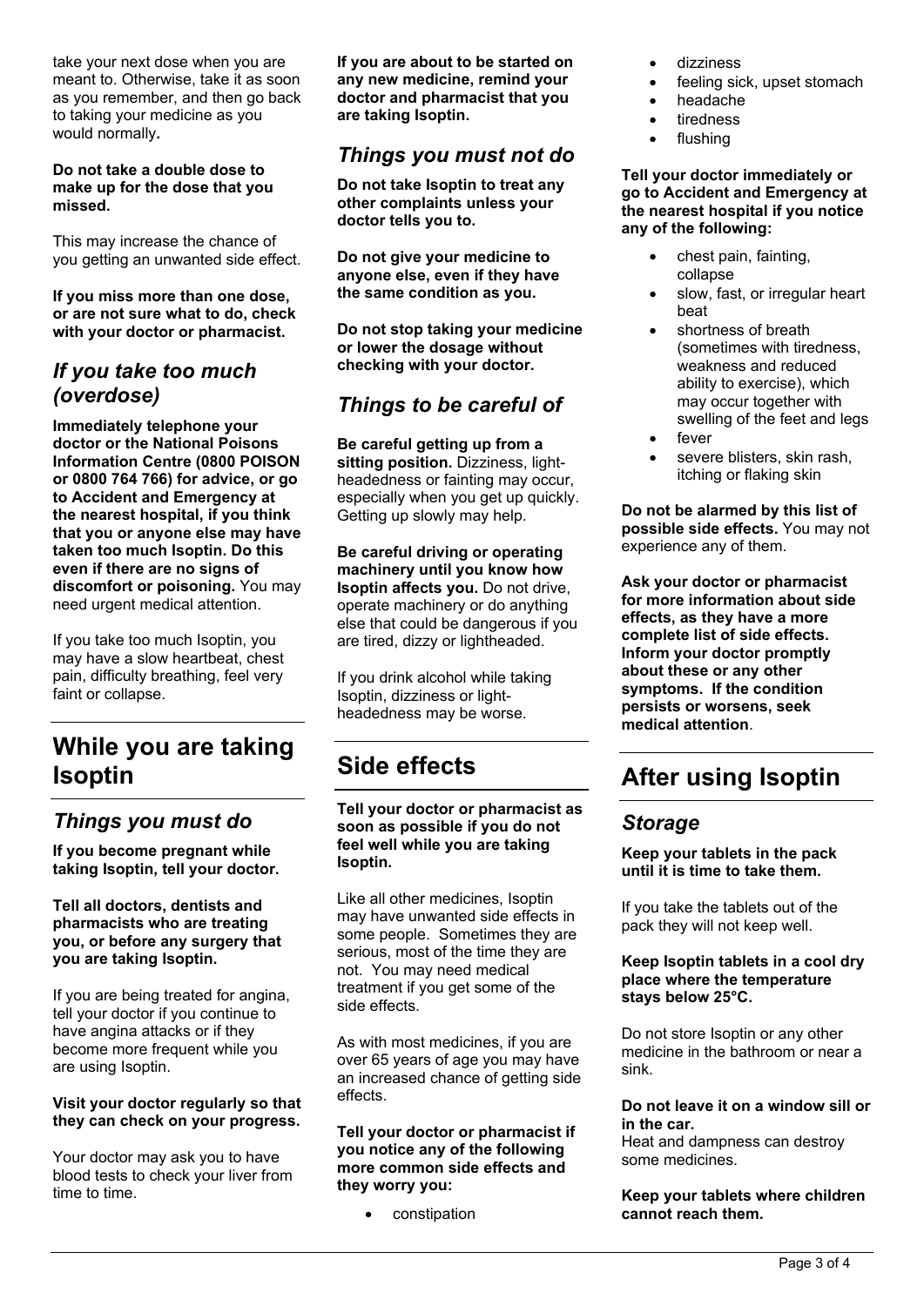take your next dose when you are meant to. Otherwise, take it as soon as you remember, and then go back to taking your medicine as you would normally**.**

**Do not take a double dose to make up for the dose that you missed.**

This may increase the chance of you getting an unwanted side effect.

**If you miss more than one dose, or are not sure what to do, check with your doctor or pharmacist.**

### *If you take too much (overdose)*

**Immediately telephone your doctor or the National Poisons Information Centre (0800 POISON or 0800 764 766) for advice, or go to Accident and Emergency at the nearest hospital, if you think that you or anyone else may have taken too much Isoptin. Do this even if there are no signs of discomfort or poisoning.** You may need urgent medical attention.

If you take too much Isoptin, you may have a slow heartbeat, chest pain, difficulty breathing, feel very faint or collapse.

## While you are taking Isoptin

### *Things you must do*

**If you become pregnant while taking Isoptin, tell your doctor.**

**Tell all doctors, dentists and pharmacists who are treating you, or before any surgery that you are taking Isoptin.**

If you are being treated for angina, tell your doctor if you continue to have angina attacks or if they become more frequent while you are using Isoptin.

**Visit your doctor regularly so that they can check on your progress.**

Your doctor may ask you to have blood tests to check your liver from time to time.

**If you are about to be started on any new medicine, remind your doctor and pharmacist that you are taking Isoptin.**

### *Things you must not do*

**Do not take Isoptin to treat any other complaints unless your doctor tells you to.**

**Do not give your medicine to anyone else, even if they have the same condition as you.**

**Do not stop taking your medicine or lower the dosage without checking with your doctor.**

### *Things to be careful of*

**Be careful getting up from a sitting position.** Dizziness, light-headedness or fainting may occur, especially when you get up quickly. Getting up slowly may help.

**Be careful driving or operating machinery until you know how Isoptin affects you.** Do not drive, operate machinery or do anything else that could be dangerous if you are tired, dizzy or lightheaded.

If you drink alcohol while taking Isoptin, dizziness or light-headedness may be worse.

## Side effects

**Tell your doctor or pharmacist as soon as possible if you do not feel well while you are taking Isoptin.**

Like all other medicines, Isoptin may have unwanted side effects in some people. Sometimes they are serious, most of the time they are not. You may need medical treatment if you get some of the side effects.

As with most medicines, if you are over 65 years of age you may have an increased chance of getting side effects.

**Tell your doctor or pharmacist if you notice any of the following more common side effects and they worry you:**

- constipation
- dizziness
- feeling sick, upset stomach
- headache
- tiredness
- flushing

**Tell your doctor immediately or go to Accident and Emergency at the nearest hospital if you notice any of the following:**

- chest pain, fainting, collapse
- slow, fast, or irregular heart beat
- shortness of breath (sometimes with tiredness, weakness and reduced ability to exercise), which may occur together with swelling of the feet and legs
- fever
- severe blisters, skin rash, itching or flaking skin

**Do not be alarmed by this list of possible side effects.** You may not experience any of them.

**Ask your doctor or pharmacist for more information about side effects, as they have a more complete list of side effects. Inform your doctor promptly about these or any other symptoms. If the condition persists or worsens, seek medical attention**.

## After using Isoptin

### *Storage*

**Keep your tablets in the pack until it is time to take them.**

If you take the tablets out of the pack they will not keep well.

**Keep Isoptin tablets in a cool dry place where the temperature stays below 25°C.**

Do not store Isoptin or any other medicine in the bathroom or near a sink.

**Do not leave it on a window sill or in the car.**
Heat and dampness can destroy some medicines.

**Keep your tablets where children cannot reach them.**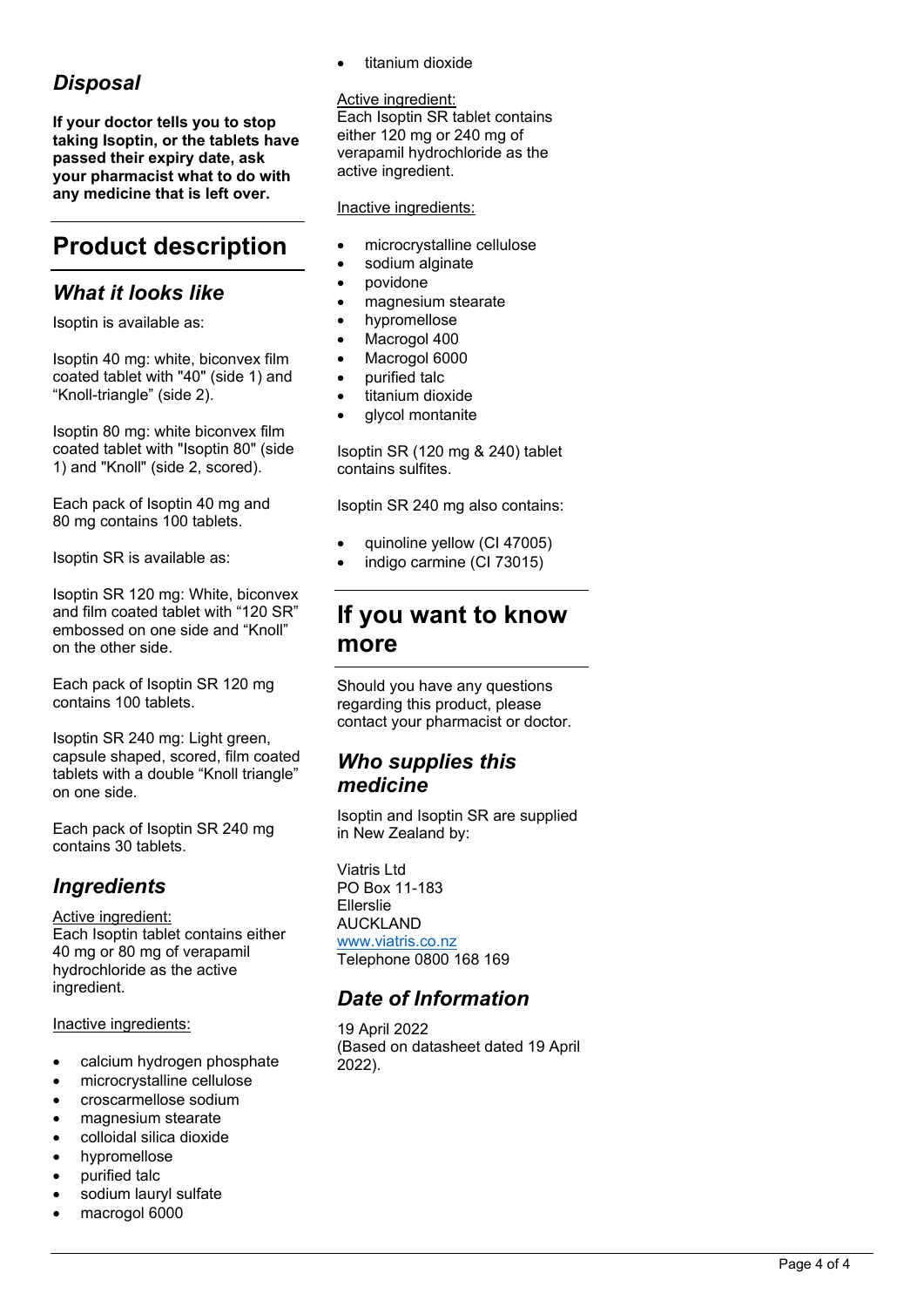### *Disposal*

**If your doctor tells you to stop taking Isoptin, or the tablets have passed their expiry date, ask your pharmacist what to do with any medicine that is left over.**

## Product description

### *What it looks like*

Isoptin is available as:

Isoptin 40 mg: white, biconvex film coated tablet with "40" (side 1) and "Knoll-triangle" (side 2).

Isoptin 80 mg: white biconvex film coated tablet with "Isoptin 80" (side 1) and "Knoll" (side 2, scored).

Each pack of Isoptin 40 mg and 80 mg contains 100 tablets.

Isoptin SR is available as:

Isoptin SR 120 mg: White, biconvex and film coated tablet with "120 SR" embossed on one side and "Knoll" on the other side.

Each pack of Isoptin SR 120 mg contains 100 tablets.

Isoptin SR 240 mg: Light green, capsule shaped, scored, film coated tablets with a double "Knoll triangle" on one side.

Each pack of Isoptin SR 240 mg contains 30 tablets.

### *Ingredients*

Active ingredient:
Each Isoptin tablet contains either 40 mg or 80 mg of verapamil hydrochloride as the active ingredient.

Inactive ingredients:

- calcium hydrogen phosphate
- microcrystalline cellulose
- croscarmellose sodium
- magnesium stearate
- colloidal silica dioxide
- hypromellose
- purified talc
- sodium lauryl sulfate
- macrogol 6000
- titanium dioxide

Active ingredient:
Each Isoptin SR tablet contains either 120 mg or 240 mg of verapamil hydrochloride as the active ingredient.

Inactive ingredients:

- microcrystalline cellulose
- sodium alginate
- povidone
- magnesium stearate
- hypromellose
- Macrogol 400
- Macrogol 6000
- purified talc
- titanium dioxide
- glycol montanite

Isoptin SR (120 mg & 240) tablet contains sulfites.

Isoptin SR 240 mg also contains:

- quinoline yellow (CI 47005)
- indigo carmine (CI 73015)

## If you want to know more

Should you have any questions regarding this product, please contact your pharmacist or doctor.

### *Who supplies this medicine*

Isoptin and Isoptin SR are supplied in New Zealand by:

Viatris Ltd
PO Box 11-183
Ellerslie
AUCKLAND
www.viatris.co.nz
Telephone 0800 168 169

### *Date of Information*

19 April 2022
(Based on datasheet dated 19 April 2022).